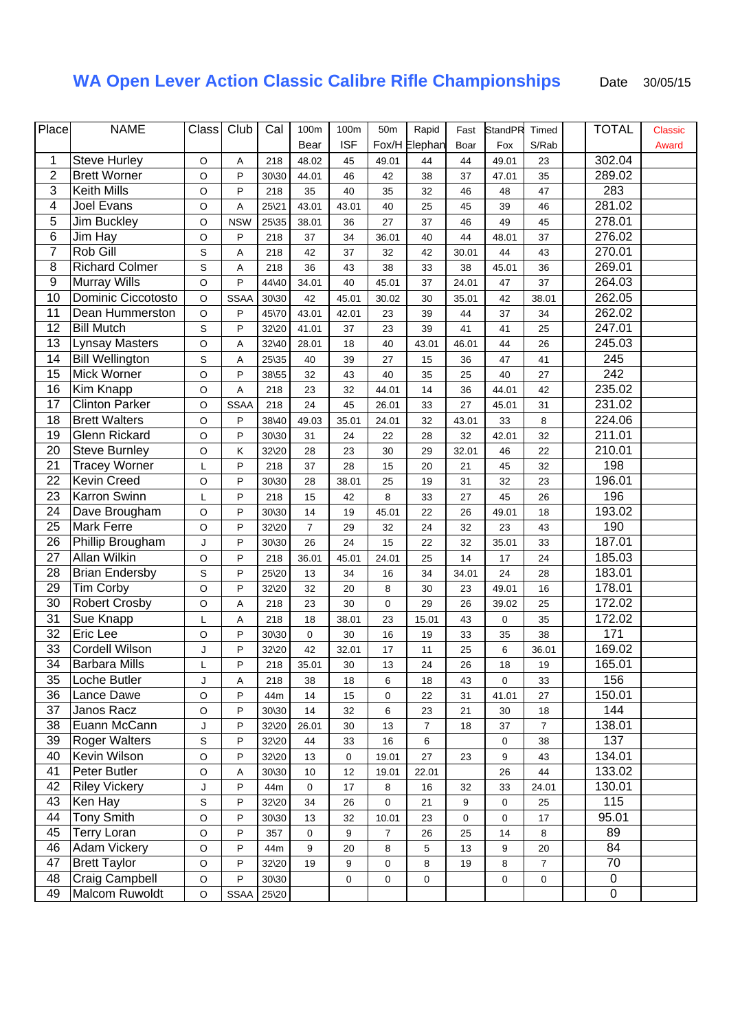# WA Open Lever Action Classic Calibre Rifle Championships

Date 30/05/15

| Place | NAME | Class | Club | Cal | 100m Bear | 100m ISF | 50m Fox/H | Rapid Elephan | Fast Boar | StandPR Fox | Timed S/Rab | | TOTAL | Classic Award |
|---|---|---|---|---|---|---|---|---|---|---|---|---|---|---|
| 1 | Steve Hurley | O | A | 218 | 48.02 | 45 | 49.01 | 44 | 44 | 49.01 | 23 | | 302.04 | |
| 2 | Brett Worner | O | P | 30\30 | 44.01 | 46 | 42 | 38 | 37 | 47.01 | 35 | | 289.02 | |
| 3 | Keith Mills | O | P | 218 | 35 | 40 | 35 | 32 | 46 | 48 | 47 | | 283 | |
| 4 | Joel Evans | O | A | 25\21 | 43.01 | 43.01 | 40 | 25 | 45 | 39 | 46 | | 281.02 | |
| 5 | Jim Buckley | O | NSW | 25\35 | 38.01 | 36 | 27 | 37 | 46 | 49 | 45 | | 278.01 | |
| 6 | Jim Hay | O | P | 218 | 37 | 34 | 36.01 | 40 | 44 | 48.01 | 37 | | 276.02 | |
| 7 | Rob Gill | S | A | 218 | 42 | 37 | 32 | 42 | 30.01 | 44 | 43 | | 270.01 | |
| 8 | Richard Colmer | S | A | 218 | 36 | 43 | 38 | 33 | 38 | 45.01 | 36 | | 269.01 | |
| 9 | Murray Wills | O | P | 44\40 | 34.01 | 40 | 45.01 | 37 | 24.01 | 47 | 37 | | 264.03 | |
| 10 | Dominic Ciccotosto | O | SSAA | 30\30 | 42 | 45.01 | 30.02 | 30 | 35.01 | 42 | 38.01 | | 262.05 | |
| 11 | Dean Hummerston | O | P | 45\70 | 43.01 | 42.01 | 23 | 39 | 44 | 37 | 34 | | 262.02 | |
| 12 | Bill Mutch | S | P | 32\20 | 41.01 | 37 | 23 | 39 | 41 | 41 | 25 | | 247.01 | |
| 13 | Lynsay Masters | O | A | 32\40 | 28.01 | 18 | 40 | 43.01 | 46.01 | 44 | 26 | | 245.03 | |
| 14 | Bill Wellington | S | A | 25\35 | 40 | 39 | 27 | 15 | 36 | 47 | 41 | | 245 | |
| 15 | Mick Worner | O | P | 38\55 | 32 | 43 | 40 | 35 | 25 | 40 | 27 | | 242 | |
| 16 | Kim Knapp | O | A | 218 | 23 | 32 | 44.01 | 14 | 36 | 44.01 | 42 | | 235.02 | |
| 17 | Clinton Parker | O | SSAA | 218 | 24 | 45 | 26.01 | 33 | 27 | 45.01 | 31 | | 231.02 | |
| 18 | Brett Walters | O | P | 38\40 | 49.03 | 35.01 | 24.01 | 32 | 43.01 | 33 | 8 | | 224.06 | |
| 19 | Glenn Rickard | O | P | 30\30 | 31 | 24 | 22 | 28 | 32 | 42.01 | 32 | | 211.01 | |
| 20 | Steve Burnley | O | K | 32\20 | 28 | 23 | 30 | 29 | 32.01 | 46 | 22 | | 210.01 | |
| 21 | Tracey Worner | L | P | 218 | 37 | 28 | 15 | 20 | 21 | 45 | 32 | | 198 | |
| 22 | Kevin Creed | O | P | 30\30 | 28 | 38.01 | 25 | 19 | 31 | 32 | 23 | | 196.01 | |
| 23 | Karron Swinn | L | P | 218 | 15 | 42 | 8 | 33 | 27 | 45 | 26 | | 196 | |
| 24 | Dave Brougham | O | P | 30\30 | 14 | 19 | 45.01 | 22 | 26 | 49.01 | 18 | | 193.02 | |
| 25 | Mark Ferre | O | P | 32\20 | 7 | 29 | 32 | 24 | 32 | 23 | 43 | | 190 | |
| 26 | Phillip Brougham | J | P | 30\30 | 26 | 24 | 15 | 22 | 32 | 35.01 | 33 | | 187.01 | |
| 27 | Allan Wilkin | O | P | 218 | 36.01 | 45.01 | 24.01 | 25 | 14 | 17 | 24 | | 185.03 | |
| 28 | Brian Endersby | S | P | 25\20 | 13 | 34 | 16 | 34 | 34.01 | 24 | 28 | | 183.01 | |
| 29 | Tim Corby | O | P | 32\20 | 32 | 20 | 8 | 30 | 23 | 49.01 | 16 | | 178.01 | |
| 30 | Robert Crosby | O | A | 218 | 23 | 30 | 0 | 29 | 26 | 39.02 | 25 | | 172.02 | |
| 31 | Sue Knapp | L | A | 218 | 18 | 38.01 | 23 | 15.01 | 43 | 0 | 35 | | 172.02 | |
| 32 | Eric Lee | O | P | 30\30 | 0 | 30 | 16 | 19 | 33 | 35 | 38 | | 171 | |
| 33 | Cordell Wilson | J | P | 32\20 | 42 | 32.01 | 17 | 11 | 25 | 6 | 36.01 | | 169.02 | |
| 34 | Barbara Mills | L | P | 218 | 35.01 | 30 | 13 | 24 | 26 | 18 | 19 | | 165.01 | |
| 35 | Loche Butler | J | A | 218 | 38 | 18 | 6 | 18 | 43 | 0 | 33 | | 156 | |
| 36 | Lance Dawe | O | P | 44m | 14 | 15 | 0 | 22 | 31 | 41.01 | 27 | | 150.01 | |
| 37 | Janos Racz | O | P | 30\30 | 14 | 32 | 6 | 23 | 21 | 30 | 18 | | 144 | |
| 38 | Euann McCann | J | P | 32\20 | 26.01 | 30 | 13 | 7 | 18 | 37 | 7 | | 138.01 | |
| 39 | Roger Walters | S | P | 32\20 | 44 | 33 | 16 | 6 | | 0 | 38 | | 137 | |
| 40 | Kevin Wilson | O | P | 32\20 | 13 | 0 | 19.01 | 27 | 23 | 9 | 43 | | 134.01 | |
| 41 | Peter Butler | O | A | 30\30 | 10 | 12 | 19.01 | 22.01 | | 26 | 44 | | 133.02 | |
| 42 | Riley Vickery | J | P | 44m | 0 | 17 | 8 | 16 | 32 | 33 | 24.01 | | 130.01 | |
| 43 | Ken Hay | S | P | 32\20 | 34 | 26 | 0 | 21 | 9 | 0 | 25 | | 115 | |
| 44 | Tony Smith | O | P | 30\30 | 13 | 32 | 10.01 | 23 | 0 | 0 | 17 | | 95.01 | |
| 45 | Terry Loran | O | P | 357 | 0 | 9 | 7 | 26 | 25 | 14 | 8 | | 89 | |
| 46 | Adam Vickery | O | P | 44m | 9 | 20 | 8 | 5 | 13 | 9 | 20 | | 84 | |
| 47 | Brett Taylor | O | P | 32\20 | 19 | 9 | 0 | 8 | 19 | 8 | 7 | | 70 | |
| 48 | Craig Campbell | O | P | 30\30 | | 0 | 0 | 0 | | 0 | 0 | | 0 | |
| 49 | Malcom Ruwoldt | O | SSAA | 25\20 | | | | | | | | | 0 | |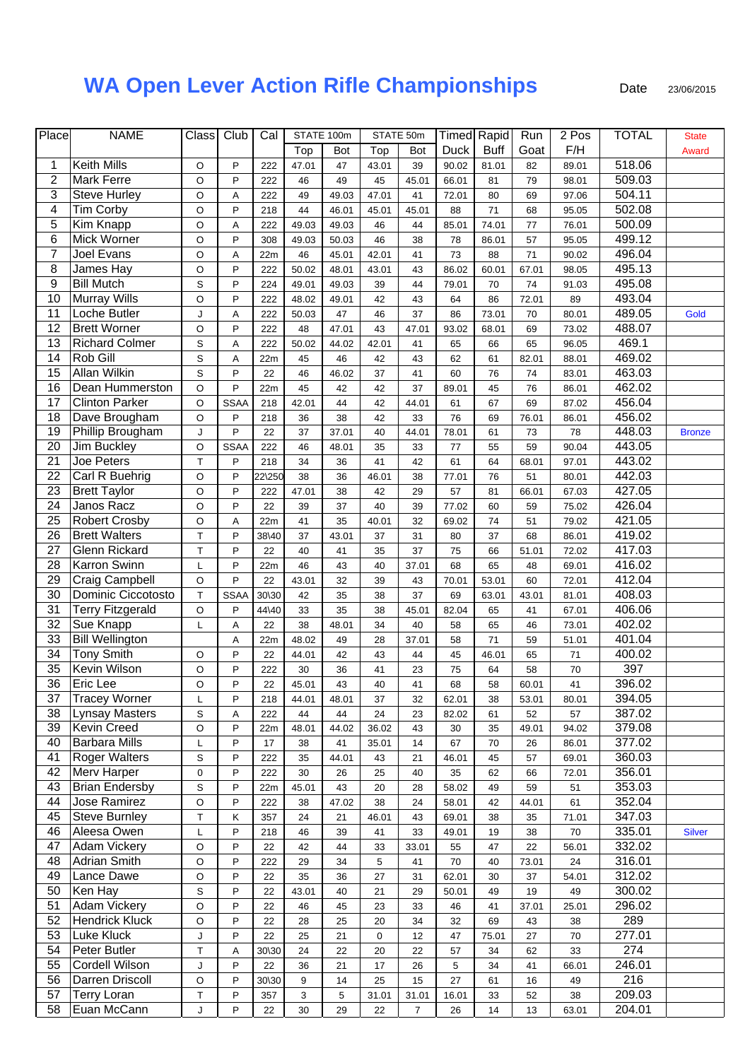# WA Open Lever Action Rifle Championships

Date 23/06/2015

| Place | NAME | Class | Club | Cal | STATE 100m | | STATE 50m | | Timed | Rapid | Run | 2 Pos | TOTAL | State |
|---|---|---|---|---|---|---|---|---|---|---|---|---|---|---|
| | | | | | Top | Bot | Top | Bot | Duck | Buff | Goat | F/H | | Award |
| 1 | Keith Mills | O | P | 222 | 47.01 | 47 | 43.01 | 39 | 90.02 | 81.01 | 82 | 89.01 | 518.06 | |
| 2 | Mark Ferre | O | P | 222 | 46 | 49 | 45 | 45.01 | 66.01 | 81 | 79 | 98.01 | 509.03 | |
| 3 | Steve Hurley | O | A | 222 | 49 | 49.03 | 47.01 | 41 | 72.01 | 80 | 69 | 97.06 | 504.11 | |
| 4 | Tim Corby | O | P | 218 | 44 | 46.01 | 45.01 | 45.01 | 88 | 71 | 68 | 95.05 | 502.08 | |
| 5 | Kim Knapp | O | A | 222 | 49.03 | 49.03 | 46 | 44 | 85.01 | 74.01 | 77 | 76.01 | 500.09 | |
| 6 | Mick Worner | O | P | 308 | 49.03 | 50.03 | 46 | 38 | 78 | 86.01 | 57 | 95.05 | 499.12 | |
| 7 | Joel Evans | O | A | 22m | 46 | 45.01 | 42.01 | 41 | 73 | 88 | 71 | 90.02 | 496.04 | |
| 8 | James Hay | O | P | 222 | 50.02 | 48.01 | 43.01 | 43 | 86.02 | 60.01 | 67.01 | 98.05 | 495.13 | |
| 9 | Bill Mutch | S | P | 224 | 49.01 | 49.03 | 39 | 44 | 79.01 | 70 | 74 | 91.03 | 495.08 | |
| 10 | Murray Wills | O | P | 222 | 48.02 | 49.01 | 42 | 43 | 64 | 86 | 72.01 | 89 | 493.04 | |
| 11 | Loche Butler | J | A | 222 | 50.03 | 47 | 46 | 37 | 86 | 73.01 | 70 | 80.01 | 489.05 | Gold |
| 12 | Brett Worner | O | P | 222 | 48 | 47.01 | 43 | 47.01 | 93.02 | 68.01 | 69 | 73.02 | 488.07 | |
| 13 | Richard Colmer | S | A | 222 | 50.02 | 44.02 | 42.01 | 41 | 65 | 66 | 65 | 96.05 | 469.1 | |
| 14 | Rob Gill | S | A | 22m | 45 | 46 | 42 | 43 | 62 | 61 | 82.01 | 88.01 | 469.02 | |
| 15 | Allan Wilkin | S | P | 22 | 46 | 46.02 | 37 | 41 | 60 | 76 | 74 | 83.01 | 463.03 | |
| 16 | Dean Hummerston | O | P | 22m | 45 | 42 | 42 | 37 | 89.01 | 45 | 76 | 86.01 | 462.02 | |
| 17 | Clinton Parker | O | SSAA | 218 | 42.01 | 44 | 42 | 44.01 | 61 | 67 | 69 | 87.02 | 456.04 | |
| 18 | Dave Brougham | O | P | 218 | 36 | 38 | 42 | 33 | 76 | 69 | 76.01 | 86.01 | 456.02 | |
| 19 | Phillip Brougham | J | P | 22 | 37 | 37.01 | 40 | 44.01 | 78.01 | 61 | 73 | 78 | 448.03 | Bronze |
| 20 | Jim Buckley | O | SSAA | 222 | 46 | 48.01 | 35 | 33 | 77 | 55 | 59 | 90.04 | 443.05 | |
| 21 | Joe Peters | T | P | 218 | 34 | 36 | 41 | 42 | 61 | 64 | 68.01 | 97.01 | 443.02 | |
| 22 | Carl R Buehrig | O | P | 22\250 | 38 | 36 | 46.01 | 38 | 77.01 | 76 | 51 | 80.01 | 442.03 | |
| 23 | Brett Taylor | O | P | 222 | 47.01 | 38 | 42 | 29 | 57 | 81 | 66.01 | 67.03 | 427.05 | |
| 24 | Janos Racz | O | P | 22 | 39 | 37 | 40 | 39 | 77.02 | 60 | 59 | 75.02 | 426.04 | |
| 25 | Robert Crosby | O | A | 22m | 41 | 35 | 40.01 | 32 | 69.02 | 74 | 51 | 79.02 | 421.05 | |
| 26 | Brett Walters | T | P | 38\40 | 37 | 43.01 | 37 | 31 | 80 | 37 | 68 | 86.01 | 419.02 | |
| 27 | Glenn Rickard | T | P | 22 | 40 | 41 | 35 | 37 | 75 | 66 | 51.01 | 72.02 | 417.03 | |
| 28 | Karron Swinn | L | P | 22m | 46 | 43 | 40 | 37.01 | 68 | 65 | 48 | 69.01 | 416.02 | |
| 29 | Craig Campbell | O | P | 22 | 43.01 | 32 | 39 | 43 | 70.01 | 53.01 | 60 | 72.01 | 412.04 | |
| 30 | Dominic Ciccotosto | T | SSAA | 30\30 | 42 | 35 | 38 | 37 | 69 | 63.01 | 43.01 | 81.01 | 408.03 | |
| 31 | Terry Fitzgerald | O | P | 44\40 | 33 | 35 | 38 | 45.01 | 82.04 | 65 | 41 | 67.01 | 406.06 | |
| 32 | Sue Knapp | L | A | 22 | 38 | 48.01 | 34 | 40 | 58 | 65 | 46 | 73.01 | 402.02 | |
| 33 | Bill Wellington | | A | 22m | 48.02 | 49 | 28 | 37.01 | 58 | 71 | 59 | 51.01 | 401.04 | |
| 34 | Tony Smith | O | P | 22 | 44.01 | 42 | 43 | 44 | 45 | 46.01 | 65 | 71 | 400.02 | |
| 35 | Kevin Wilson | O | P | 222 | 30 | 36 | 41 | 23 | 75 | 64 | 58 | 70 | 397 | |
| 36 | Eric Lee | O | P | 22 | 45.01 | 43 | 40 | 41 | 68 | 58 | 60.01 | 41 | 396.02 | |
| 37 | Tracey Worner | L | P | 218 | 44.01 | 48.01 | 37 | 32 | 62.01 | 38 | 53.01 | 80.01 | 394.05 | |
| 38 | Lynsay Masters | S | A | 222 | 44 | 44 | 24 | 23 | 82.02 | 61 | 52 | 57 | 387.02 | |
| 39 | Kevin Creed | O | P | 22m | 48.01 | 44.02 | 36.02 | 43 | 30 | 35 | 49.01 | 94.02 | 379.08 | |
| 40 | Barbara Mills | L | P | 17 | 38 | 41 | 35.01 | 14 | 67 | 70 | 26 | 86.01 | 377.02 | |
| 41 | Roger Walters | S | P | 222 | 35 | 44.01 | 43 | 21 | 46.01 | 45 | 57 | 69.01 | 360.03 | |
| 42 | Merv Harper | 0 | P | 222 | 30 | 26 | 25 | 40 | 35 | 62 | 66 | 72.01 | 356.01 | |
| 43 | Brian Endersby | S | P | 22m | 45.01 | 43 | 20 | 28 | 58.02 | 49 | 59 | 51 | 353.03 | |
| 44 | Jose Ramirez | O | P | 222 | 38 | 47.02 | 38 | 24 | 58.01 | 42 | 44.01 | 61 | 352.04 | |
| 45 | Steve Burnley | T | K | 357 | 24 | 21 | 46.01 | 43 | 69.01 | 38 | 35 | 71.01 | 347.03 | |
| 46 | Aleesa Owen | L | P | 218 | 46 | 39 | 41 | 33 | 49.01 | 19 | 38 | 70 | 335.01 | Silver |
| 47 | Adam Vickery | O | P | 22 | 42 | 44 | 33 | 33.01 | 55 | 47 | 22 | 56.01 | 332.02 | |
| 48 | Adrian Smith | O | P | 222 | 29 | 34 | 5 | 41 | 70 | 40 | 73.01 | 24 | 316.01 | |
| 49 | Lance Dawe | O | P | 22 | 35 | 36 | 27 | 31 | 62.01 | 30 | 37 | 54.01 | 312.02 | |
| 50 | Ken Hay | S | P | 22 | 43.01 | 40 | 21 | 29 | 50.01 | 49 | 19 | 49 | 300.02 | |
| 51 | Adam Vickery | O | P | 22 | 46 | 45 | 23 | 33 | 46 | 41 | 37.01 | 25.01 | 296.02 | |
| 52 | Hendrick Kluck | O | P | 22 | 28 | 25 | 20 | 34 | 32 | 69 | 43 | 38 | 289 | |
| 53 | Luke Kluck | J | P | 22 | 25 | 21 | 0 | 12 | 47 | 75.01 | 27 | 70 | 277.01 | |
| 54 | Peter Butler | T | A | 30\30 | 24 | 22 | 20 | 22 | 57 | 34 | 62 | 33 | 274 | |
| 55 | Cordell Wilson | J | P | 22 | 36 | 21 | 17 | 26 | 5 | 34 | 41 | 66.01 | 246.01 | |
| 56 | Darren Driscoll | O | P | 30\30 | 9 | 14 | 25 | 15 | 27 | 61 | 16 | 49 | 216 | |
| 57 | Terry Loran | T | P | 357 | 3 | 5 | 31.01 | 31.01 | 16.01 | 33 | 52 | 38 | 209.03 | |
| 58 | Euan McCann | J | P | 22 | 30 | 29 | 22 | 7 | 26 | 14 | 13 | 63.01 | 204.01 | |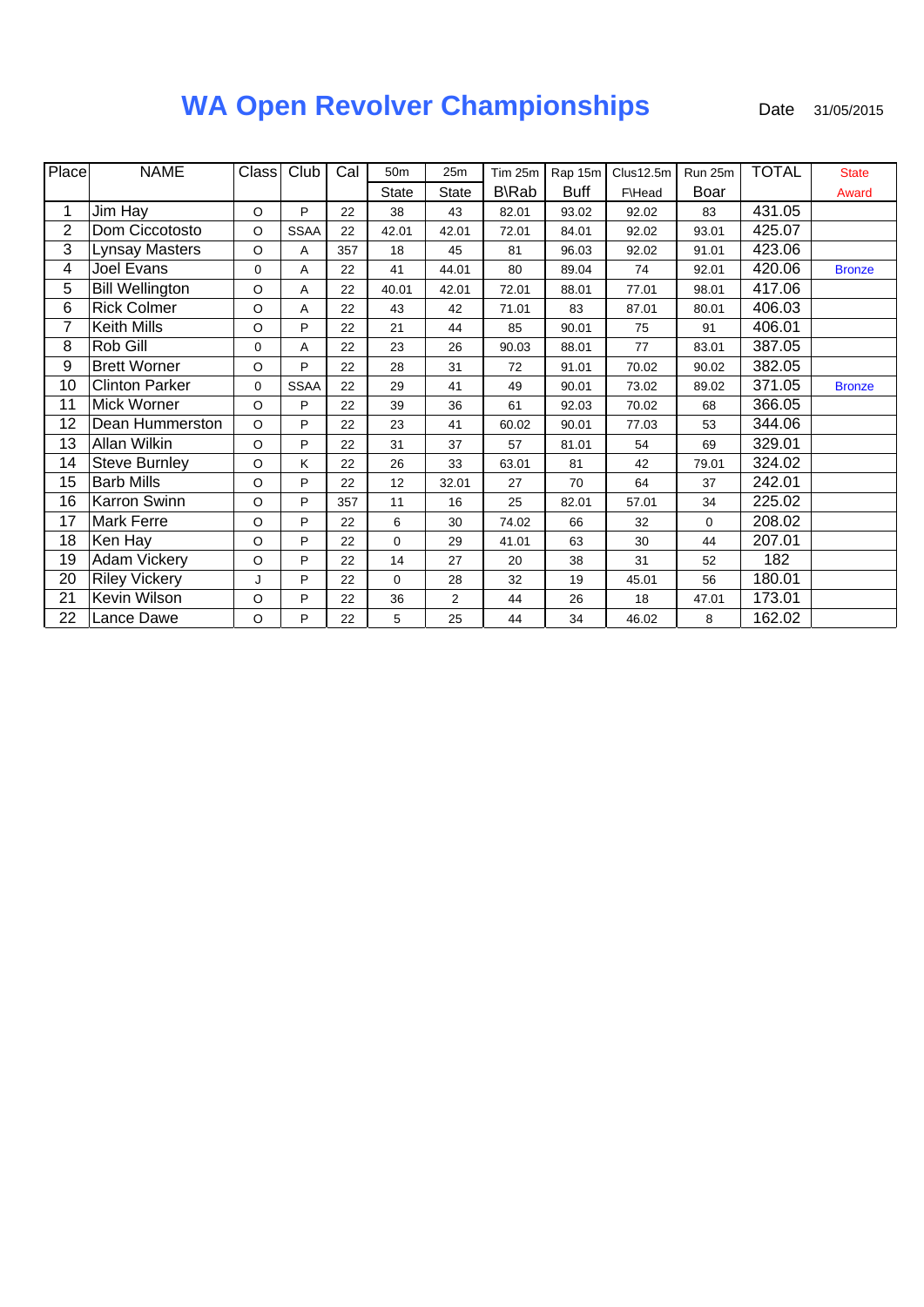# WA Open Revolver Championships

Date 31/05/2015

| Place | NAME | Class | Club | Cal | 50m State | 25m State | Tim 25m B\Rab | Rap 15m Buff | Clus12.5m F\Head | Run 25m Boar | TOTAL | State Award |
|---|---|---|---|---|---|---|---|---|---|---|---|---|
| 1 | Jim Hay | O | P | 22 | 38 | 43 | 82.01 | 93.02 | 92.02 | 83 | 431.05 | |
| 2 | Dom Ciccotosto | O | SSAA | 22 | 42.01 | 42.01 | 72.01 | 84.01 | 92.02 | 93.01 | 425.07 | |
| 3 | Lynsay Masters | O | A | 357 | 18 | 45 | 81 | 96.03 | 92.02 | 91.01 | 423.06 | |
| 4 | Joel Evans | 0 | A | 22 | 41 | 44.01 | 80 | 89.04 | 74 | 92.01 | 420.06 | Bronze |
| 5 | Bill Wellington | O | A | 22 | 40.01 | 42.01 | 72.01 | 88.01 | 77.01 | 98.01 | 417.06 | |
| 6 | Rick Colmer | O | A | 22 | 43 | 42 | 71.01 | 83 | 87.01 | 80.01 | 406.03 | |
| 7 | Keith Mills | O | P | 22 | 21 | 44 | 85 | 90.01 | 75 | 91 | 406.01 | |
| 8 | Rob Gill | 0 | A | 22 | 23 | 26 | 90.03 | 88.01 | 77 | 83.01 | 387.05 | |
| 9 | Brett Worner | O | P | 22 | 28 | 31 | 72 | 91.01 | 70.02 | 90.02 | 382.05 | |
| 10 | Clinton Parker | 0 | SSAA | 22 | 29 | 41 | 49 | 90.01 | 73.02 | 89.02 | 371.05 | Bronze |
| 11 | Mick Worner | O | P | 22 | 39 | 36 | 61 | 92.03 | 70.02 | 68 | 366.05 | |
| 12 | Dean Hummerston | O | P | 22 | 23 | 41 | 60.02 | 90.01 | 77.03 | 53 | 344.06 | |
| 13 | Allan Wilkin | O | P | 22 | 31 | 37 | 57 | 81.01 | 54 | 69 | 329.01 | |
| 14 | Steve Burnley | O | K | 22 | 26 | 33 | 63.01 | 81 | 42 | 79.01 | 324.02 | |
| 15 | Barb Mills | O | P | 22 | 12 | 32.01 | 27 | 70 | 64 | 37 | 242.01 | |
| 16 | Karron Swinn | O | P | 357 | 11 | 16 | 25 | 82.01 | 57.01 | 34 | 225.02 | |
| 17 | Mark Ferre | O | P | 22 | 6 | 30 | 74.02 | 66 | 32 | 0 | 208.02 | |
| 18 | Ken Hay | O | P | 22 | 0 | 29 | 41.01 | 63 | 30 | 44 | 207.01 | |
| 19 | Adam Vickery | O | P | 22 | 14 | 27 | 20 | 38 | 31 | 52 | 182 | |
| 20 | Riley Vickery | J | P | 22 | 0 | 28 | 32 | 19 | 45.01 | 56 | 180.01 | |
| 21 | Kevin Wilson | O | P | 22 | 36 | 2 | 44 | 26 | 18 | 47.01 | 173.01 | |
| 22 | Lance Dawe | O | P | 22 | 5 | 25 | 44 | 34 | 46.02 | 8 | 162.02 | |